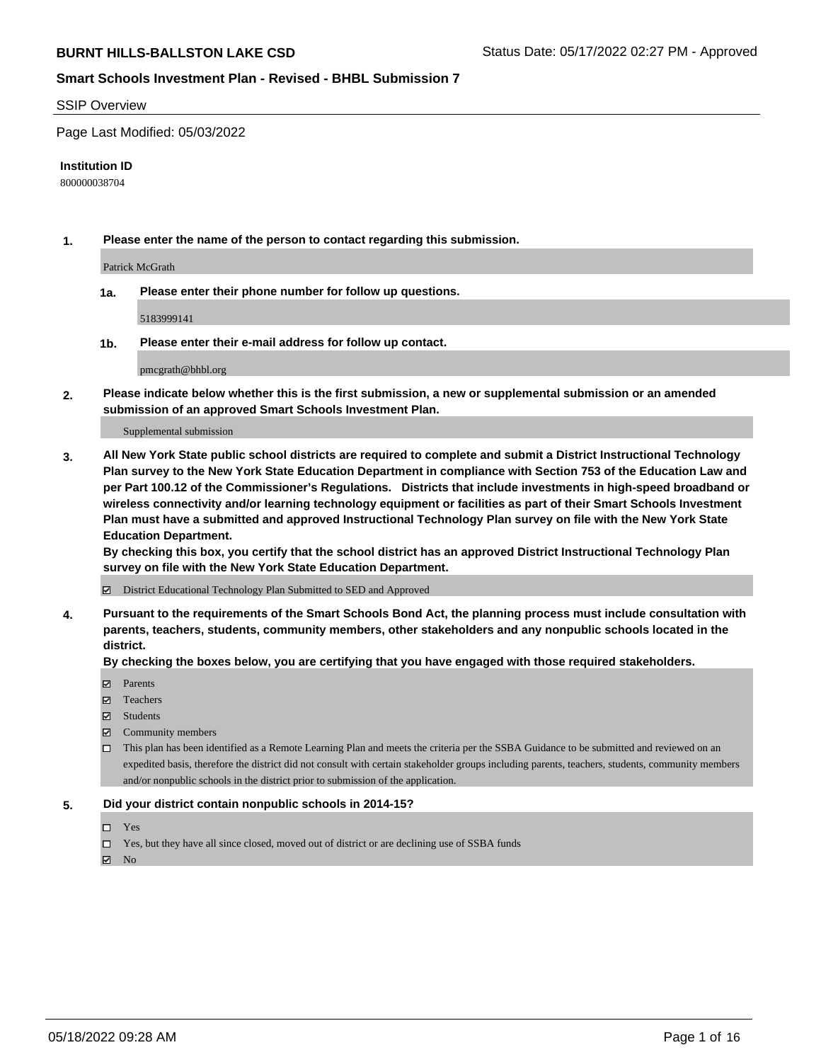# BURNT HILLS-BALLSTON LAKE CSD

Status Date: 05/17/2022 02:27 PM - Approved

## Smart Schools Investment Plan - Revised - BHBL Submission 7

SSIP Overview

Page Last Modified: 05/03/2022

**Institution ID**

800000038704

**1. Please enter the name of the person to contact regarding this submission.**

Patrick McGrath

**1a. Please enter their phone number for follow up questions.**

5183999141

**1b. Please enter their e-mail address for follow up contact.**

pmcgrath@bhbl.org

**2. Please indicate below whether this is the first submission, a new or supplemental submission or an amended submission of an approved Smart Schools Investment Plan.**

Supplemental submission

**3. All New York State public school districts are required to complete and submit a District Instructional Technology Plan survey to the New York State Education Department in compliance with Section 753 of the Education Law and per Part 100.12 of the Commissioner's Regulations. Districts that include investments in high-speed broadband or wireless connectivity and/or learning technology equipment or facilities as part of their Smart Schools Investment Plan must have a submitted and approved Instructional Technology Plan survey on file with the New York State Education Department.**
**By checking this box, you certify that the school district has an approved District Instructional Technology Plan survey on file with the New York State Education Department.**

☑ District Educational Technology Plan Submitted to SED and Approved

**4. Pursuant to the requirements of the Smart Schools Bond Act, the planning process must include consultation with parents, teachers, students, community members, other stakeholders and any nonpublic schools located in the district.**
**By checking the boxes below, you are certifying that you have engaged with those required stakeholders.**

- ☑ Parents
- ☑ Teachers
- ☑ Students
- ☑ Community members
- ☐ This plan has been identified as a Remote Learning Plan and meets the criteria per the SSBA Guidance to be submitted and reviewed on an expedited basis, therefore the district did not consult with certain stakeholder groups including parents, teachers, students, community members and/or nonpublic schools in the district prior to submission of the application.

**5. Did your district contain nonpublic schools in 2014-15?**

- ☐ Yes
- ☐ Yes, but they have all since closed, moved out of district or are declining use of SSBA funds
- ☑ No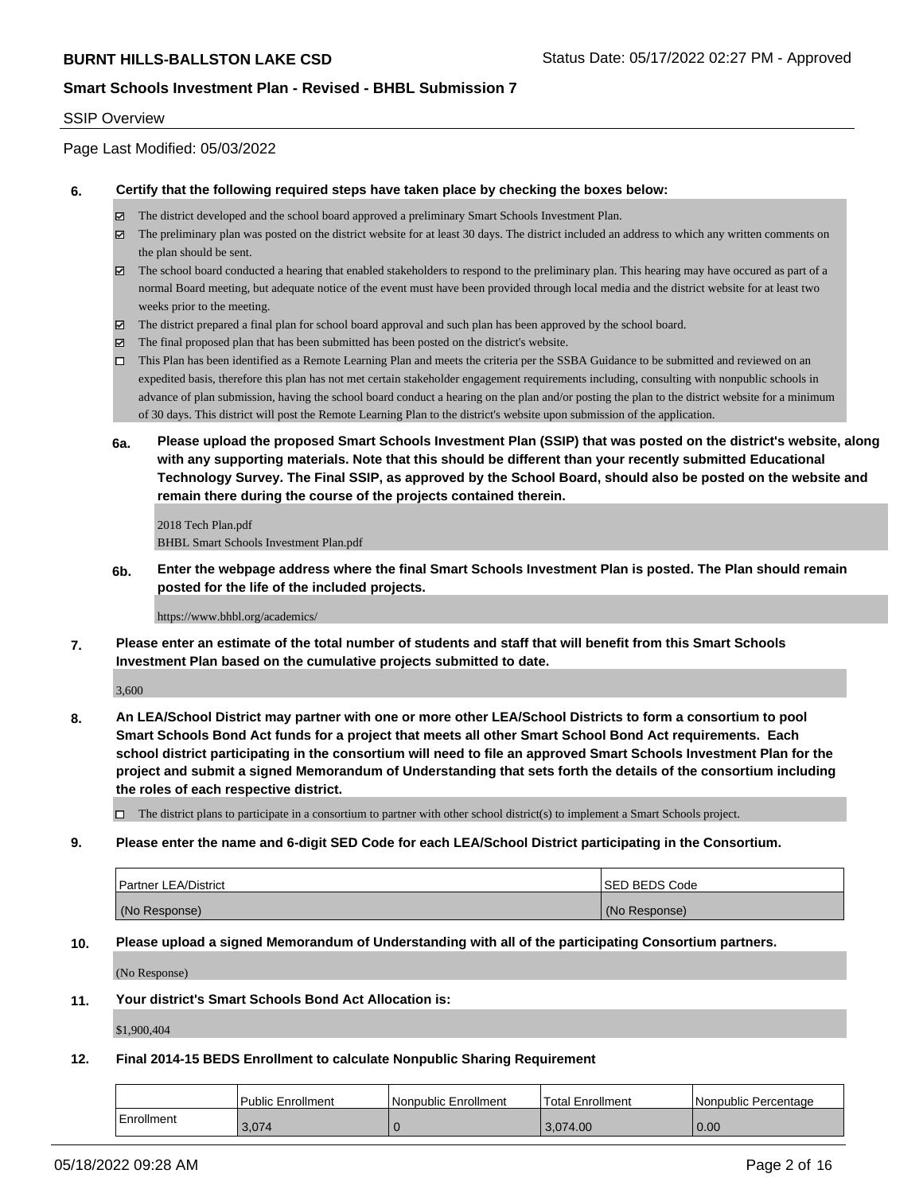SSIP Overview

Page Last Modified: 05/03/2022

**6. Certify that the following required steps have taken place by checking the boxes below:**

- ☑ The district developed and the school board approved a preliminary Smart Schools Investment Plan.
- ☑ The preliminary plan was posted on the district website for at least 30 days. The district included an address to which any written comments on the plan should be sent.
- ☑ The school board conducted a hearing that enabled stakeholders to respond to the preliminary plan. This hearing may have occured as part of a normal Board meeting, but adequate notice of the event must have been provided through local media and the district website for at least two weeks prior to the meeting.
- ☑ The district prepared a final plan for school board approval and such plan has been approved by the school board.
- ☑ The final proposed plan that has been submitted has been posted on the district's website.
- ☐ This Plan has been identified as a Remote Learning Plan and meets the criteria per the SSBA Guidance to be submitted and reviewed on an expedited basis, therefore this plan has not met certain stakeholder engagement requirements including, consulting with nonpublic schools in advance of plan submission, having the school board conduct a hearing on the plan and/or posting the plan to the district website for a minimum of 30 days. This district will post the Remote Learning Plan to the district's website upon submission of the application.

**6a. Please upload the proposed Smart Schools Investment Plan (SSIP) that was posted on the district's website, along with any supporting materials. Note that this should be different than your recently submitted Educational Technology Survey. The Final SSIP, as approved by the School Board, should also be posted on the website and remain there during the course of the projects contained therein.**

2018 Tech Plan.pdf
BHBL Smart Schools Investment Plan.pdf

**6b. Enter the webpage address where the final Smart Schools Investment Plan is posted. The Plan should remain posted for the life of the included projects.**

https://www.bhbl.org/academics/

**7. Please enter an estimate of the total number of students and staff that will benefit from this Smart Schools Investment Plan based on the cumulative projects submitted to date.**

3,600

**8. An LEA/School District may partner with one or more other LEA/School Districts to form a consortium to pool Smart Schools Bond Act funds for a project that meets all other Smart School Bond Act requirements. Each school district participating in the consortium will need to file an approved Smart Schools Investment Plan for the project and submit a signed Memorandum of Understanding that sets forth the details of the consortium including the roles of each respective district.**

- ☐ The district plans to participate in a consortium to partner with other school district(s) to implement a Smart Schools project.

**9. Please enter the name and 6-digit SED Code for each LEA/School District participating in the Consortium.**

| Partner LEA/District | SED BEDS Code |
|---|---|
| (No Response) | (No Response) |

**10. Please upload a signed Memorandum of Understanding with all of the participating Consortium partners.**

(No Response)

**11. Your district's Smart Schools Bond Act Allocation is:**

$1,900,404

**12. Final 2014-15 BEDS Enrollment to calculate Nonpublic Sharing Requirement**

| | Public Enrollment | Nonpublic Enrollment | Total Enrollment | Nonpublic Percentage |
|---|---|---|---|---|
| Enrollment | 3,074 | 0 | 3,074.00 | 0.00 |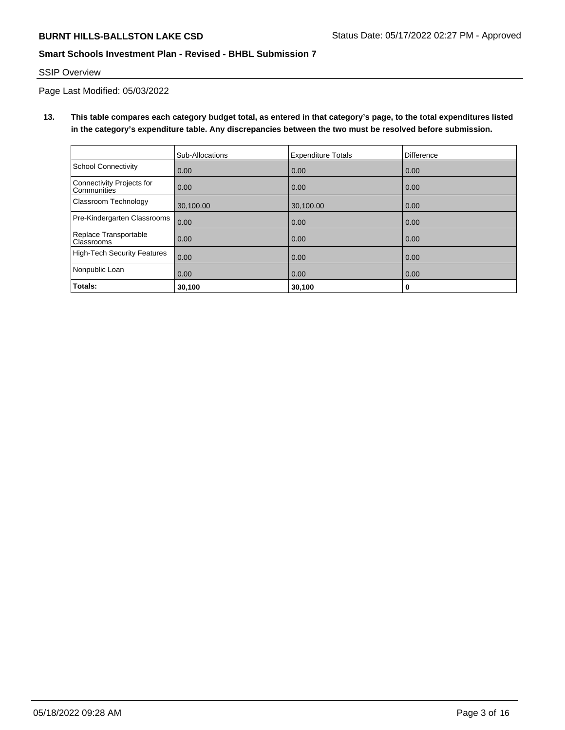SSIP Overview

Page Last Modified: 05/03/2022

**13. This table compares each category budget total, as entered in that category's page, to the total expenditures listed in the category's expenditure table. Any discrepancies between the two must be resolved before submission.**

| | Sub-Allocations | Expenditure Totals | Difference |
|---|---|---|---|
| School Connectivity | 0.00 | 0.00 | 0.00 |
| Connectivity Projects for Communities | 0.00 | 0.00 | 0.00 |
| Classroom Technology | 30,100.00 | 30,100.00 | 0.00 |
| Pre-Kindergarten Classrooms | 0.00 | 0.00 | 0.00 |
| Replace Transportable Classrooms | 0.00 | 0.00 | 0.00 |
| High-Tech Security Features | 0.00 | 0.00 | 0.00 |
| Nonpublic Loan | 0.00 | 0.00 | 0.00 |
| **Totals:** | **30,100** | **30,100** | **0** |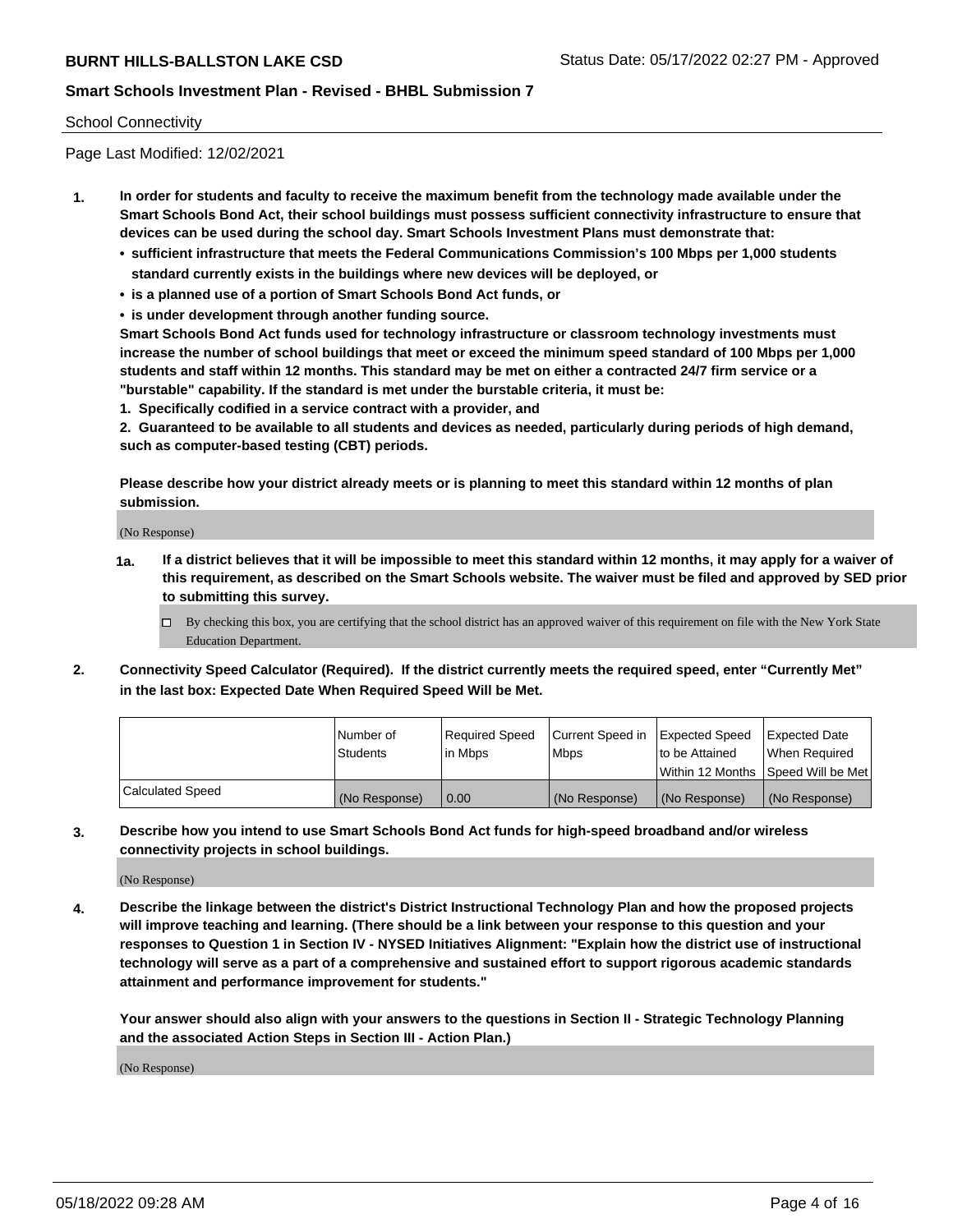School Connectivity

Page Last Modified: 12/02/2021

**1. In order for students and faculty to receive the maximum benefit from the technology made available under the Smart Schools Bond Act, their school buildings must possess sufficient connectivity infrastructure to ensure that devices can be used during the school day. Smart Schools Investment Plans must demonstrate that:**

- **sufficient infrastructure that meets the Federal Communications Commission's 100 Mbps per 1,000 students standard currently exists in the buildings where new devices will be deployed, or**
- **is a planned use of a portion of Smart Schools Bond Act funds, or**
- **is under development through another funding source.**

**Smart Schools Bond Act funds used for technology infrastructure or classroom technology investments must increase the number of school buildings that meet or exceed the minimum speed standard of 100 Mbps per 1,000 students and staff within 12 months. This standard may be met on either a contracted 24/7 firm service or a "burstable" capability. If the standard is met under the burstable criteria, it must be:**

**1. Specifically codified in a service contract with a provider, and**

**2. Guaranteed to be available to all students and devices as needed, particularly during periods of high demand, such as computer-based testing (CBT) periods.**

**Please describe how your district already meets or is planning to meet this standard within 12 months of plan submission.**

(No Response)

**1a. If a district believes that it will be impossible to meet this standard within 12 months, it may apply for a waiver of this requirement, as described on the Smart Schools website. The waiver must be filed and approved by SED prior to submitting this survey.**

☐ By checking this box, you are certifying that the school district has an approved waiver of this requirement on file with the New York State Education Department.

**2. Connectivity Speed Calculator (Required). If the district currently meets the required speed, enter "Currently Met" in the last box: Expected Date When Required Speed Will be Met.**

| | Number of Students | Required Speed in Mbps | Current Speed in Mbps | Expected Speed to be Attained Within 12 Months | Expected Date When Required Speed Will be Met |
|---|---|---|---|---|---|
| Calculated Speed | (No Response) | 0.00 | (No Response) | (No Response) | (No Response) |

**3. Describe how you intend to use Smart Schools Bond Act funds for high-speed broadband and/or wireless connectivity projects in school buildings.**

(No Response)

**4. Describe the linkage between the district's District Instructional Technology Plan and how the proposed projects will improve teaching and learning. (There should be a link between your response to this question and your responses to Question 1 in Section IV - NYSED Initiatives Alignment: "Explain how the district use of instructional technology will serve as a part of a comprehensive and sustained effort to support rigorous academic standards attainment and performance improvement for students."**

**Your answer should also align with your answers to the questions in Section II - Strategic Technology Planning and the associated Action Steps in Section III - Action Plan.)**

(No Response)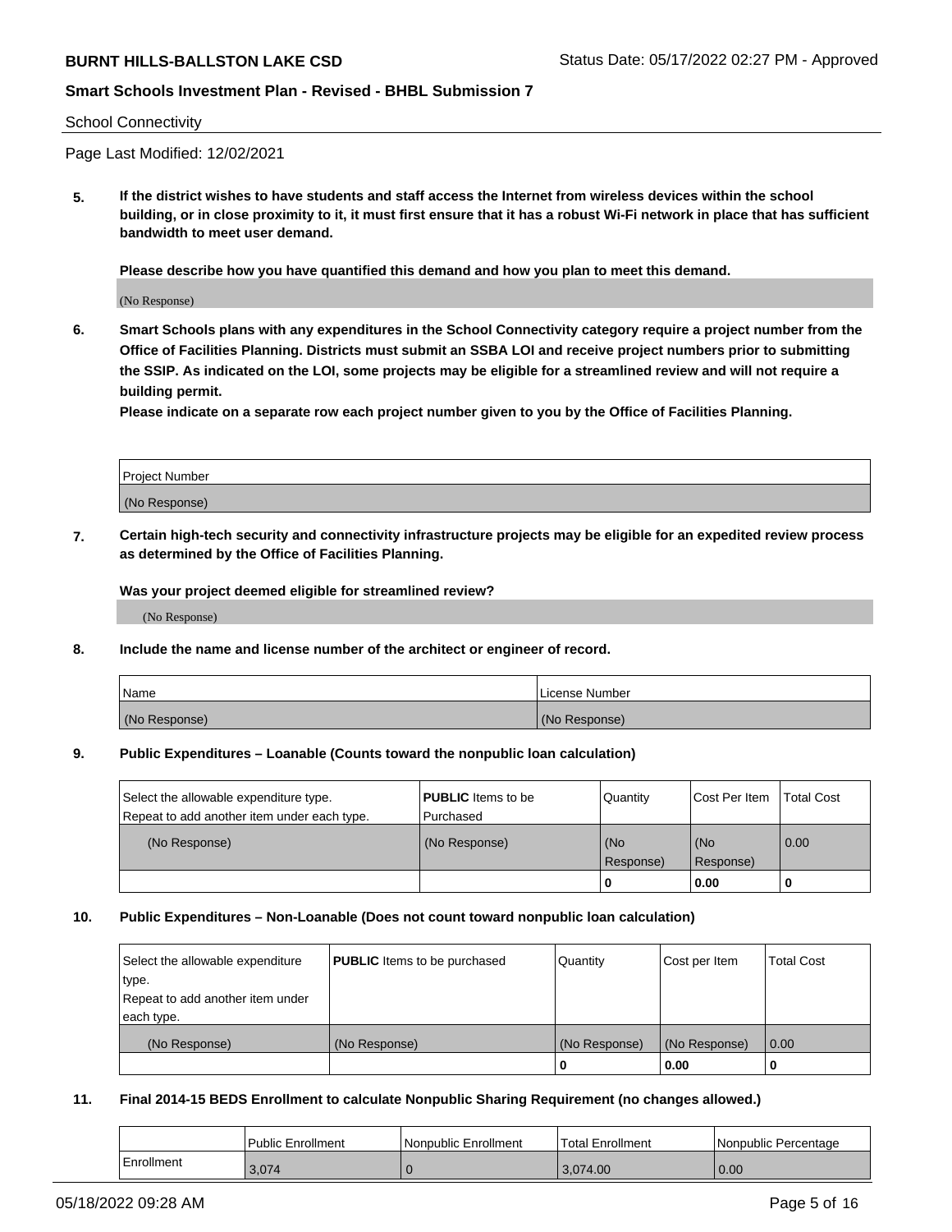School Connectivity

Page Last Modified: 12/02/2021

**5. If the district wishes to have students and staff access the Internet from wireless devices within the school building, or in close proximity to it, it must first ensure that it has a robust Wi-Fi network in place that has sufficient bandwidth to meet user demand.**

**Please describe how you have quantified this demand and how you plan to meet this demand.**

(No Response)

**6. Smart Schools plans with any expenditures in the School Connectivity category require a project number from the Office of Facilities Planning. Districts must submit an SSBA LOI and receive project numbers prior to submitting the SSIP. As indicated on the LOI, some projects may be eligible for a streamlined review and will not require a building permit.**

**Please indicate on a separate row each project number given to you by the Office of Facilities Planning.**

| Project Number |
| --- |
| (No Response) |

**7. Certain high-tech security and connectivity infrastructure projects may be eligible for an expedited review process as determined by the Office of Facilities Planning.**

**Was your project deemed eligible for streamlined review?**

(No Response)

**8. Include the name and license number of the architect or engineer of record.**

| Name | License Number |
| --- | --- |
| (No Response) | (No Response) |

**9. Public Expenditures – Loanable (Counts toward the nonpublic loan calculation)**

| Select the allowable expenditure type. Repeat to add another item under each type. | **PUBLIC** Items to be Purchased | Quantity | Cost Per Item | Total Cost |
| --- | --- | --- | --- | --- |
| (No Response) | (No Response) | (No Response) | (No Response) | 0.00 |
| | | **0** | **0.00** | **0** |

**10. Public Expenditures – Non-Loanable (Does not count toward nonpublic loan calculation)**

| Select the allowable expenditure type. Repeat to add another item under each type. | **PUBLIC** Items to be purchased | Quantity | Cost per Item | Total Cost |
| --- | --- | --- | --- | --- |
| (No Response) | (No Response) | (No Response) | (No Response) | 0.00 |
| | | **0** | **0.00** | **0** |

**11. Final 2014-15 BEDS Enrollment to calculate Nonpublic Sharing Requirement (no changes allowed.)**

| | Public Enrollment | Nonpublic Enrollment | Total Enrollment | Nonpublic Percentage |
| --- | --- | --- | --- | --- |
| Enrollment | 3,074 | 0 | 3,074.00 | 0.00 |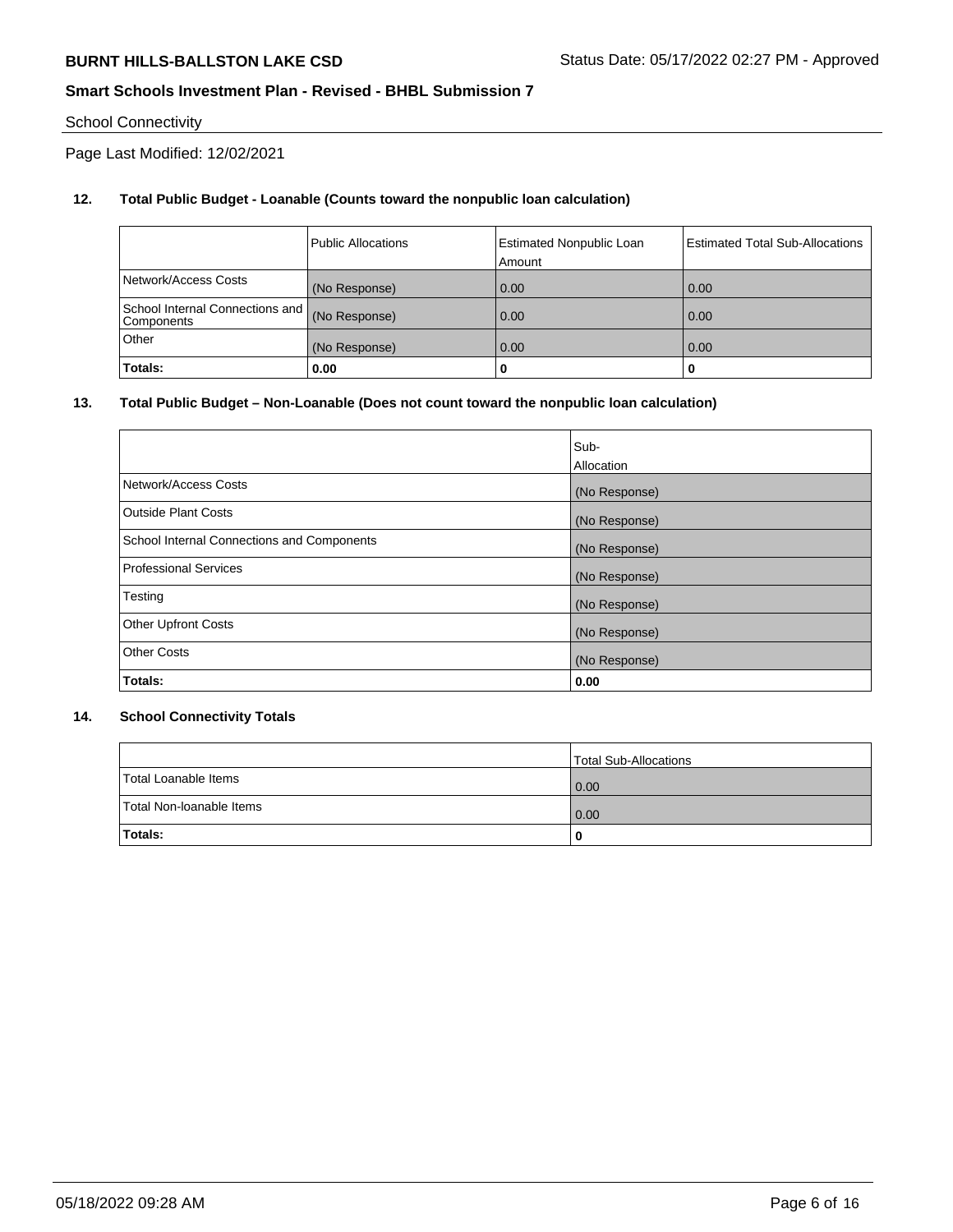School Connectivity

Page Last Modified: 12/02/2021

**12. Total Public Budget - Loanable (Counts toward the nonpublic loan calculation)**

| | Public Allocations | Estimated Nonpublic Loan Amount | Estimated Total Sub-Allocations |
|---|---|---|---|
| Network/Access Costs | (No Response) | 0.00 | 0.00 |
| School Internal Connections and Components | (No Response) | 0.00 | 0.00 |
| Other | (No Response) | 0.00 | 0.00 |
| **Totals:** | **0.00** | **0** | **0** |

**13. Total Public Budget – Non-Loanable (Does not count toward the nonpublic loan calculation)**

| | Sub-Allocation |
|---|---|
| Network/Access Costs | (No Response) |
| Outside Plant Costs | (No Response) |
| School Internal Connections and Components | (No Response) |
| Professional Services | (No Response) |
| Testing | (No Response) |
| Other Upfront Costs | (No Response) |
| Other Costs | (No Response) |
| **Totals:** | **0.00** |

**14. School Connectivity Totals**

| | Total Sub-Allocations |
|---|---|
| Total Loanable Items | 0.00 |
| Total Non-loanable Items | 0.00 |
| **Totals:** | **0** |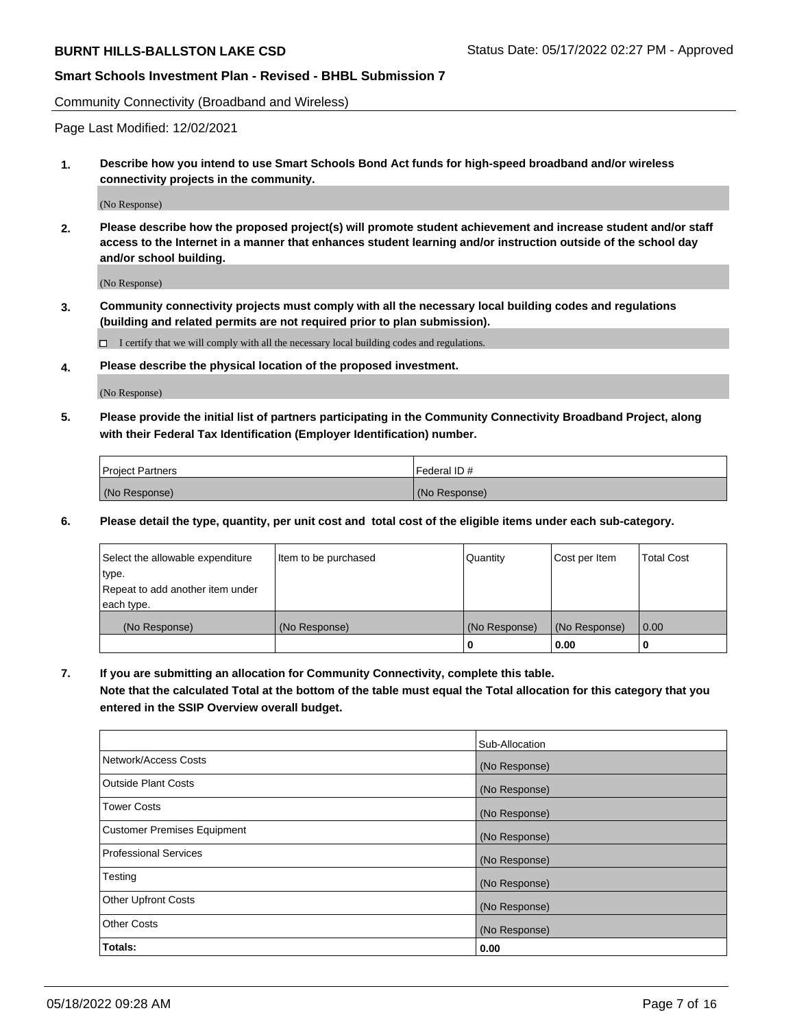Community Connectivity (Broadband and Wireless)

Page Last Modified: 12/02/2021

**1. Describe how you intend to use Smart Schools Bond Act funds for high-speed broadband and/or wireless connectivity projects in the community.**

(No Response)

**2. Please describe how the proposed project(s) will promote student achievement and increase student and/or staff access to the Internet in a manner that enhances student learning and/or instruction outside of the school day and/or school building.**

(No Response)

**3. Community connectivity projects must comply with all the necessary local building codes and regulations (building and related permits are not required prior to plan submission).**

☐ I certify that we will comply with all the necessary local building codes and regulations.

**4. Please describe the physical location of the proposed investment.**

(No Response)

**5. Please provide the initial list of partners participating in the Community Connectivity Broadband Project, along with their Federal Tax Identification (Employer Identification) number.**

| Project Partners | Federal ID # |
|---|---|
| (No Response) | (No Response) |

**6. Please detail the type, quantity, per unit cost and total cost of the eligible items under each sub-category.**

| Select the allowable expenditure type. Repeat to add another item under each type. | Item to be purchased | Quantity | Cost per Item | Total Cost |
|---|---|---|---|---|
| (No Response) | (No Response) | (No Response) | (No Response) | 0.00 |
| | | **0** | **0.00** | **0** |

**7. If you are submitting an allocation for Community Connectivity, complete this table. Note that the calculated Total at the bottom of the table must equal the Total allocation for this category that you entered in the SSIP Overview overall budget.**

| | Sub-Allocation |
|---|---|
| Network/Access Costs | (No Response) |
| Outside Plant Costs | (No Response) |
| Tower Costs | (No Response) |
| Customer Premises Equipment | (No Response) |
| Professional Services | (No Response) |
| Testing | (No Response) |
| Other Upfront Costs | (No Response) |
| Other Costs | (No Response) |
| **Totals:** | **0.00** |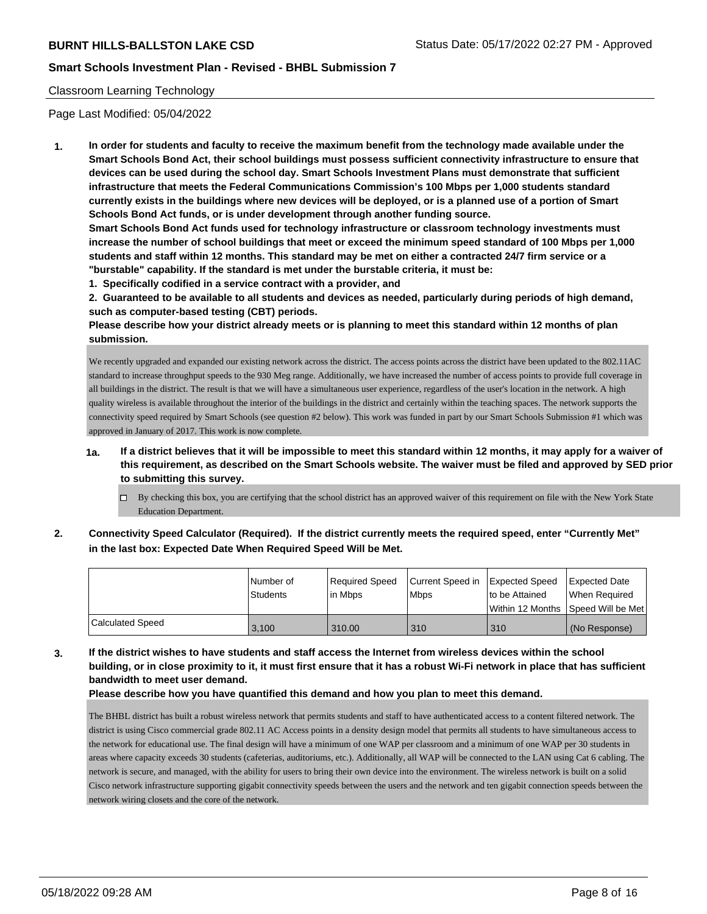Classroom Learning Technology

Page Last Modified: 05/04/2022

**1. In order for students and faculty to receive the maximum benefit from the technology made available under the Smart Schools Bond Act, their school buildings must possess sufficient connectivity infrastructure to ensure that devices can be used during the school day. Smart Schools Investment Plans must demonstrate that sufficient infrastructure that meets the Federal Communications Commission's 100 Mbps per 1,000 students standard currently exists in the buildings where new devices will be deployed, or is a planned use of a portion of Smart Schools Bond Act funds, or is under development through another funding source.**

**Smart Schools Bond Act funds used for technology infrastructure or classroom technology investments must increase the number of school buildings that meet or exceed the minimum speed standard of 100 Mbps per 1,000 students and staff within 12 months. This standard may be met on either a contracted 24/7 firm service or a "burstable" capability. If the standard is met under the burstable criteria, it must be:**

**1. Specifically codified in a service contract with a provider, and**

**2. Guaranteed to be available to all students and devices as needed, particularly during periods of high demand, such as computer-based testing (CBT) periods.**

**Please describe how your district already meets or is planning to meet this standard within 12 months of plan submission.**

We recently upgraded and expanded our existing network across the district. The access points across the district have been updated to the 802.11AC standard to increase throughput speeds to the 930 Meg range. Additionally, we have increased the number of access points to provide full coverage in all buildings in the district. The result is that we will have a simultaneous user experience, regardless of the user's location in the network. A high quality wireless is available throughout the interior of the buildings in the district and certainly within the teaching spaces. The network supports the connectivity speed required by Smart Schools (see question #2 below). This work was funded in part by our Smart Schools Submission #1 which was approved in January of 2017. This work is now complete.

**1a. If a district believes that it will be impossible to meet this standard within 12 months, it may apply for a waiver of this requirement, as described on the Smart Schools website. The waiver must be filed and approved by SED prior to submitting this survey.**

☐ By checking this box, you are certifying that the school district has an approved waiver of this requirement on file with the New York State Education Department.

**2. Connectivity Speed Calculator (Required). If the district currently meets the required speed, enter "Currently Met" in the last box: Expected Date When Required Speed Will be Met.**

| | Number of Students | Required Speed in Mbps | Current Speed in Mbps | Expected Speed to be Attained Within 12 Months | Expected Date When Required Speed Will be Met |
|---|---|---|---|---|---|
| Calculated Speed | 3,100 | 310.00 | 310 | 310 | (No Response) |

**3. If the district wishes to have students and staff access the Internet from wireless devices within the school building, or in close proximity to it, it must first ensure that it has a robust Wi-Fi network in place that has sufficient bandwidth to meet user demand.**

**Please describe how you have quantified this demand and how you plan to meet this demand.**

The BHBL district has built a robust wireless network that permits students and staff to have authenticated access to a content filtered network. The district is using Cisco commercial grade 802.11 AC Access points in a density design model that permits all students to have simultaneous access to the network for educational use. The final design will have a minimum of one WAP per classroom and a minimum of one WAP per 30 students in areas where capacity exceeds 30 students (cafeterias, auditoriums, etc.). Additionally, all WAP will be connected to the LAN using Cat 6 cabling. The network is secure, and managed, with the ability for users to bring their own device into the environment. The wireless network is built on a solid Cisco network infrastructure supporting gigabit connectivity speeds between the users and the network and ten gigabit connection speeds between the network wiring closets and the core of the network.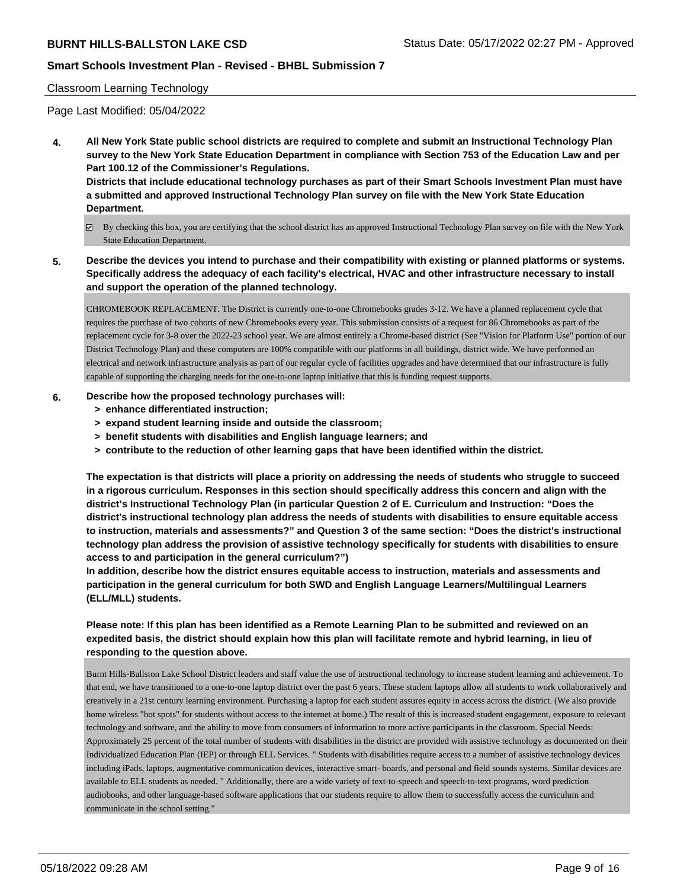Classroom Learning Technology

Page Last Modified: 05/04/2022

**4. All New York State public school districts are required to complete and submit an Instructional Technology Plan survey to the New York State Education Department in compliance with Section 753 of the Education Law and per Part 100.12 of the Commissioner's Regulations.**

**Districts that include educational technology purchases as part of their Smart Schools Investment Plan must have a submitted and approved Instructional Technology Plan survey on file with the New York State Education Department.**

☑ By checking this box, you are certifying that the school district has an approved Instructional Technology Plan survey on file with the New York State Education Department.

**5. Describe the devices you intend to purchase and their compatibility with existing or planned platforms or systems. Specifically address the adequacy of each facility's electrical, HVAC and other infrastructure necessary to install and support the operation of the planned technology.**

CHROMEBOOK REPLACEMENT. The District is currently one-to-one Chromebooks grades 3-12. We have a planned replacement cycle that requires the purchase of two cohorts of new Chromebooks every year. This submission consists of a request for 86 Chromebooks as part of the replacement cycle for 3-8 over the 2022-23 school year. We are almost entirely a Chrome-based district (See "Vision for Platform Use" portion of our District Technology Plan) and these computers are 100% compatible with our platforms in all buildings, district wide. We have performed an electrical and network infrastructure analysis as part of our regular cycle of facilities upgrades and have determined that our infrastructure is fully capable of supporting the charging needs for the one-to-one laptop initiative that this is funding request supports.

**6. Describe how the proposed technology purchases will:**
- **> enhance differentiated instruction;**
- **> expand student learning inside and outside the classroom;**
- **> benefit students with disabilities and English language learners; and**
- **> contribute to the reduction of other learning gaps that have been identified within the district.**

**The expectation is that districts will place a priority on addressing the needs of students who struggle to succeed in a rigorous curriculum. Responses in this section should specifically address this concern and align with the district's Instructional Technology Plan (in particular Question 2 of E. Curriculum and Instruction: "Does the district's instructional technology plan address the needs of students with disabilities to ensure equitable access to instruction, materials and assessments?" and Question 3 of the same section: "Does the district's instructional technology plan address the provision of assistive technology specifically for students with disabilities to ensure access to and participation in the general curriculum?")**

**In addition, describe how the district ensures equitable access to instruction, materials and assessments and participation in the general curriculum for both SWD and English Language Learners/Multilingual Learners (ELL/MLL) students.**

**Please note: If this plan has been identified as a Remote Learning Plan to be submitted and reviewed on an expedited basis, the district should explain how this plan will facilitate remote and hybrid learning, in lieu of responding to the question above.**

Burnt Hills-Ballston Lake School District leaders and staff value the use of instructional technology to increase student learning and achievement. To that end, we have transitioned to a one-to-one laptop district over the past 6 years. These student laptops allow all students to work collaboratively and creatively in a 21st century learning environment. Purchasing a laptop for each student assures equity in access across the district. (We also provide home wireless "hot spots" for students without access to the internet at home.) The result of this is increased student engagement, exposure to relevant technology and software, and the ability to move from consumers of information to more active participants in the classroom. Special Needs: Approximately 25 percent of the total number of students with disabilities in the district are provided with assistive technology as documented on their Individualized Education Plan (IEP) or through ELL Services. " Students with disabilities require access to a number of assistive technology devices including iPads, laptops, augmentative communication devices, interactive smart- boards, and personal and field sounds systems. Similar devices are available to ELL students as needed. " Additionally, there are a wide variety of text-to-speech and speech-to-text programs, word prediction audiobooks, and other language-based software applications that our students require to allow them to successfully access the curriculum and communicate in the school setting."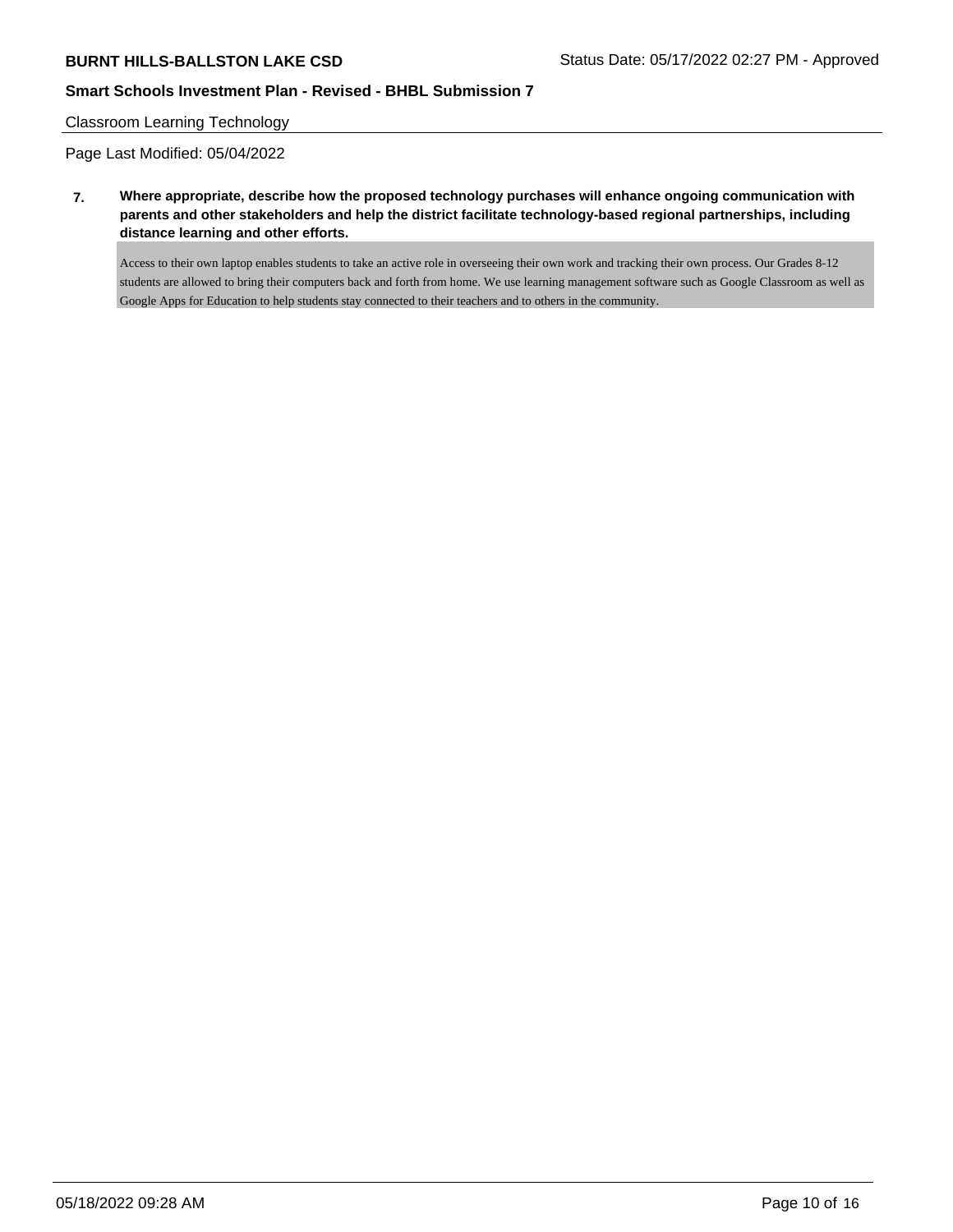Classroom Learning Technology

Page Last Modified: 05/04/2022

**7. Where appropriate, describe how the proposed technology purchases will enhance ongoing communication with parents and other stakeholders and help the district facilitate technology-based regional partnerships, including distance learning and other efforts.**

Access to their own laptop enables students to take an active role in overseeing their own work and tracking their own process. Our Grades 8-12 students are allowed to bring their computers back and forth from home. We use learning management software such as Google Classroom as well as Google Apps for Education to help students stay connected to their teachers and to others in the community.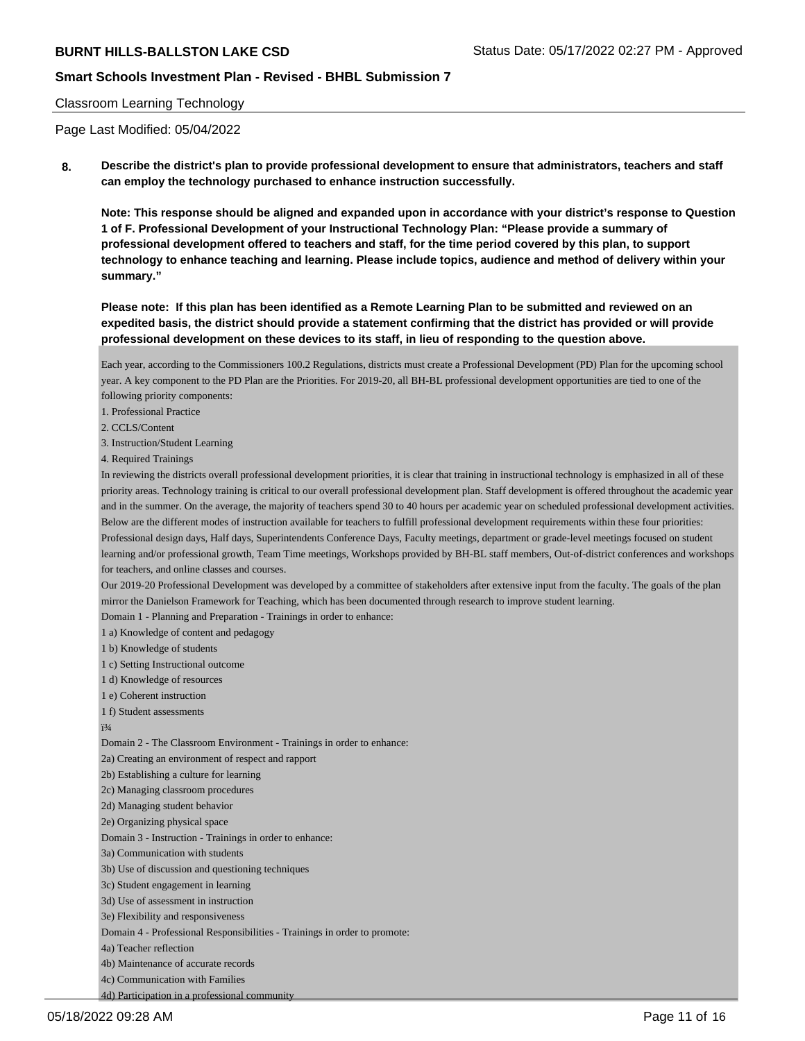Classroom Learning Technology

Page Last Modified: 05/04/2022

**8. Describe the district's plan to provide professional development to ensure that administrators, teachers and staff can employ the technology purchased to enhance instruction successfully.**

**Note: This response should be aligned and expanded upon in accordance with your district's response to Question 1 of F. Professional Development of your Instructional Technology Plan: "Please provide a summary of professional development offered to teachers and staff, for the time period covered by this plan, to support technology to enhance teaching and learning. Please include topics, audience and method of delivery within your summary."**

**Please note: If this plan has been identified as a Remote Learning Plan to be submitted and reviewed on an expedited basis, the district should provide a statement confirming that the district has provided or will provide professional development on these devices to its staff, in lieu of responding to the question above.**

Each year, according to the Commissioners 100.2 Regulations, districts must create a Professional Development (PD) Plan for the upcoming school year. A key component to the PD Plan are the Priorities. For 2019-20, all BH-BL professional development opportunities are tied to one of the following priority components:

1. Professional Practice
2. CCLS/Content
3. Instruction/Student Learning
4. Required Trainings

In reviewing the districts overall professional development priorities, it is clear that training in instructional technology is emphasized in all of these priority areas. Technology training is critical to our overall professional development plan. Staff development is offered throughout the academic year and in the summer. On the average, the majority of teachers spend 30 to 40 hours per academic year on scheduled professional development activities. Below are the different modes of instruction available for teachers to fulfill professional development requirements within these four priorities:

Professional design days, Half days, Superintendents Conference Days, Faculty meetings, department or grade-level meetings focused on student learning and/or professional growth, Team Time meetings, Workshops provided by BH-BL staff members, Out-of-district conferences and workshops for teachers, and online classes and courses.

Our 2019-20 Professional Development was developed by a committee of stakeholders after extensive input from the faculty. The goals of the plan mirror the Danielson Framework for Teaching, which has been documented through research to improve student learning.

Domain 1 - Planning and Preparation - Trainings in order to enhance:

1 a) Knowledge of content and pedagogy
1 b) Knowledge of students
1 c) Setting Instructional outcome
1 d) Knowledge of resources
1 e) Coherent instruction
1 f) Student assessments

ï¾

Domain 2 - The Classroom Environment - Trainings in order to enhance:

2a) Creating an environment of respect and rapport
2b) Establishing a culture for learning
2c) Managing classroom procedures
2d) Managing student behavior
2e) Organizing physical space

Domain 3 - Instruction - Trainings in order to enhance:

3a) Communication with students
3b) Use of discussion and questioning techniques
3c) Student engagement in learning
3d) Use of assessment in instruction
3e) Flexibility and responsiveness

Domain 4 - Professional Responsibilities - Trainings in order to promote:

4a) Teacher reflection
4b) Maintenance of accurate records
4c) Communication with Families
4d) Participation in a professional community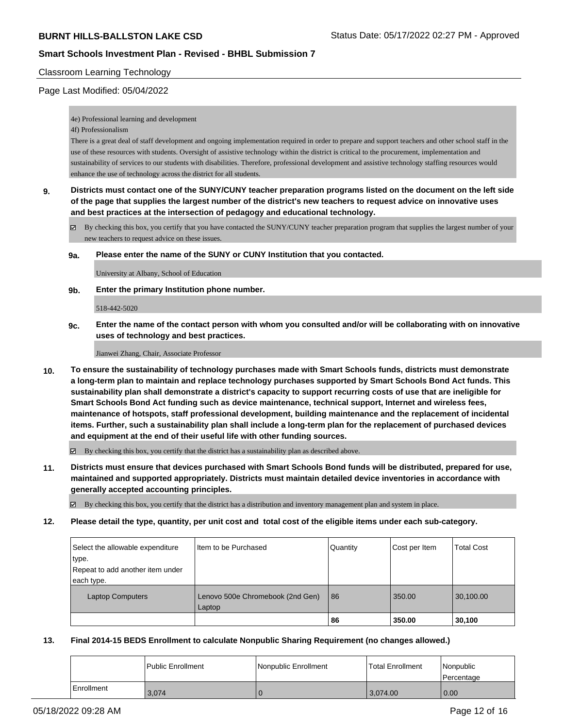Classroom Learning Technology

Page Last Modified: 05/04/2022

4e) Professional learning and development
4f) Professionalism
There is a great deal of staff development and ongoing implementation required in order to prepare and support teachers and other school staff in the use of these resources with students. Oversight of assistive technology within the district is critical to the procurement, implementation and sustainability of services to our students with disabilities. Therefore, professional development and assistive technology staffing resources would enhance the use of technology across the district for all students.

**9. Districts must contact one of the SUNY/CUNY teacher preparation programs listed on the document on the left side of the page that supplies the largest number of the district's new teachers to request advice on innovative uses and best practices at the intersection of pedagogy and educational technology.**

☑ By checking this box, you certify that you have contacted the SUNY/CUNY teacher preparation program that supplies the largest number of your new teachers to request advice on these issues.

**9a. Please enter the name of the SUNY or CUNY Institution that you contacted.**

University at Albany, School of Education

**9b. Enter the primary Institution phone number.**

518-442-5020

**9c. Enter the name of the contact person with whom you consulted and/or will be collaborating with on innovative uses of technology and best practices.**

Jianwei Zhang, Chair, Associate Professor

**10. To ensure the sustainability of technology purchases made with Smart Schools funds, districts must demonstrate a long-term plan to maintain and replace technology purchases supported by Smart Schools Bond Act funds. This sustainability plan shall demonstrate a district's capacity to support recurring costs of use that are ineligible for Smart Schools Bond Act funding such as device maintenance, technical support, Internet and wireless fees, maintenance of hotspots, staff professional development, building maintenance and the replacement of incidental items. Further, such a sustainability plan shall include a long-term plan for the replacement of purchased devices and equipment at the end of their useful life with other funding sources.**

☑ By checking this box, you certify that the district has a sustainability plan as described above.

**11. Districts must ensure that devices purchased with Smart Schools Bond funds will be distributed, prepared for use, maintained and supported appropriately. Districts must maintain detailed device inventories in accordance with generally accepted accounting principles.**

☑ By checking this box, you certify that the district has a distribution and inventory management plan and system in place.

**12. Please detail the type, quantity, per unit cost and total cost of the eligible items under each sub-category.**

| Select the allowable expenditure type. Repeat to add another item under each type. | Item to be Purchased | Quantity | Cost per Item | Total Cost |
|---|---|---|---|---|
| Laptop Computers | Lenovo 500e Chromebook (2nd Gen) Laptop | 86 | 350.00 | 30,100.00 |
| | | **86** | **350.00** | **30,100** |

**13. Final 2014-15 BEDS Enrollment to calculate Nonpublic Sharing Requirement (no changes allowed.)**

| | Public Enrollment | Nonpublic Enrollment | Total Enrollment | Nonpublic Percentage |
|---|---|---|---|---|
| Enrollment | 3,074 | 0 | 3,074.00 | 0.00 |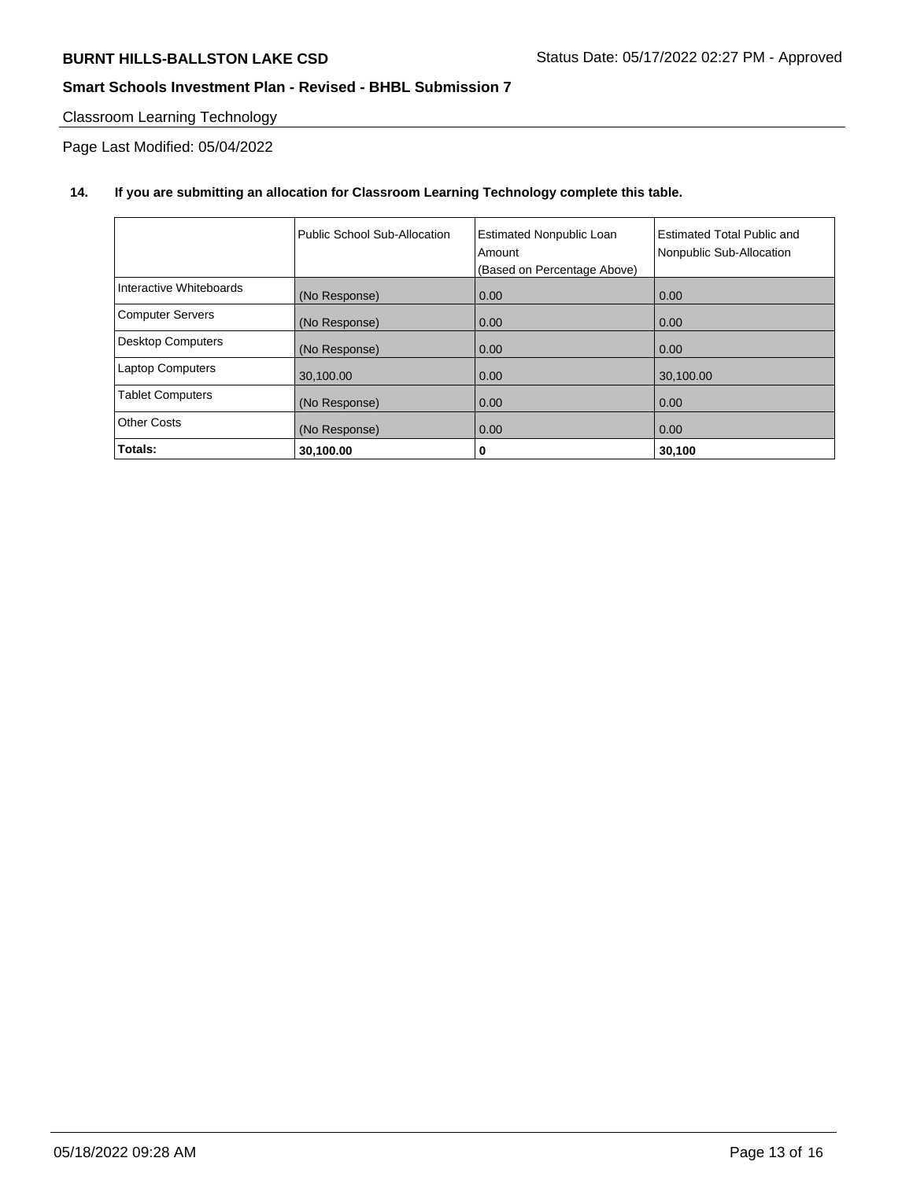Classroom Learning Technology

Page Last Modified: 05/04/2022

**14. If you are submitting an allocation for Classroom Learning Technology complete this table.**

| | Public School Sub-Allocation | Estimated Nonpublic Loan Amount (Based on Percentage Above) | Estimated Total Public and Nonpublic Sub-Allocation |
|---|---|---|---|
| Interactive Whiteboards | (No Response) | 0.00 | 0.00 |
| Computer Servers | (No Response) | 0.00 | 0.00 |
| Desktop Computers | (No Response) | 0.00 | 0.00 |
| Laptop Computers | 30,100.00 | 0.00 | 30,100.00 |
| Tablet Computers | (No Response) | 0.00 | 0.00 |
| Other Costs | (No Response) | 0.00 | 0.00 |
| **Totals:** | **30,100.00** | **0** | **30,100** |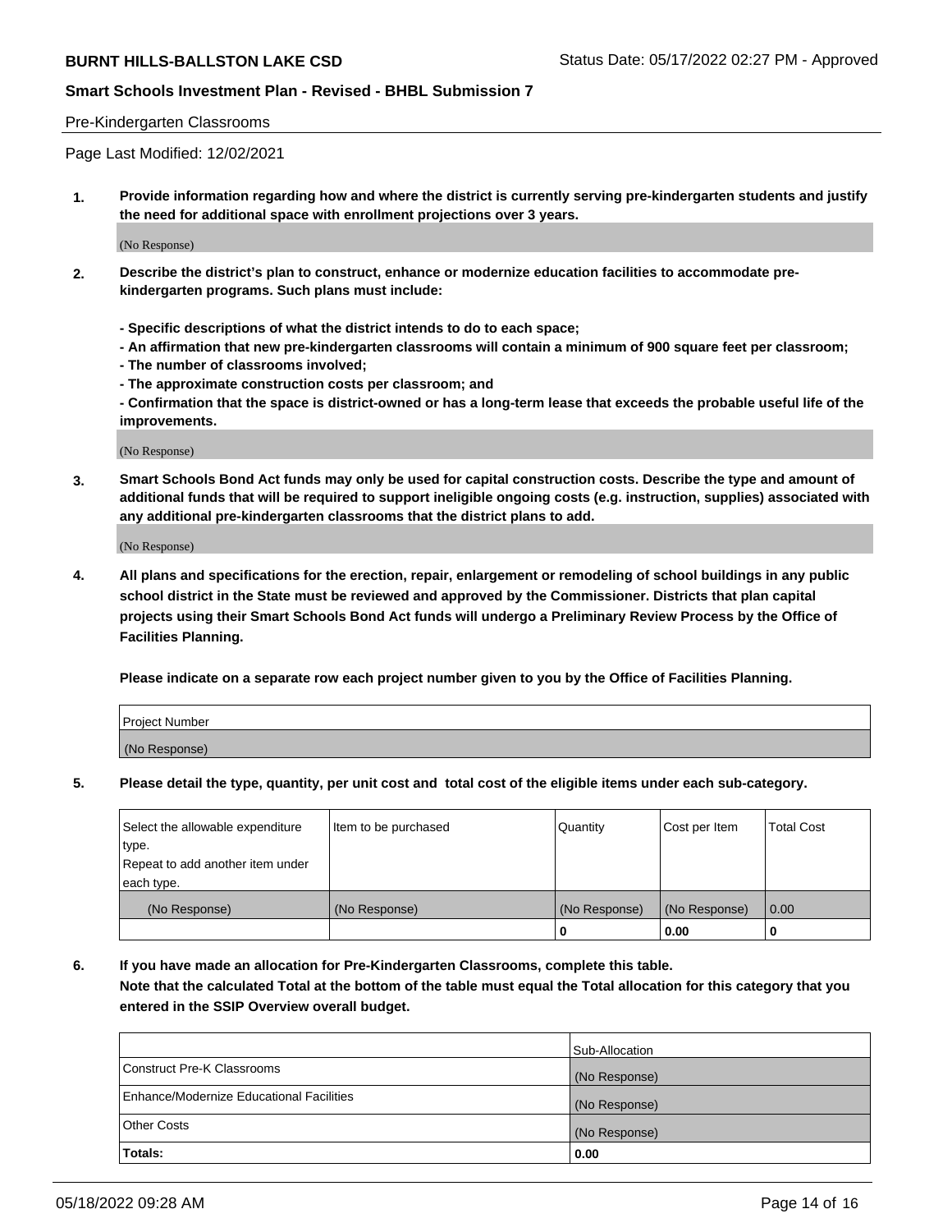## Pre-Kindergarten Classrooms

Page Last Modified: 12/02/2021

**1. Provide information regarding how and where the district is currently serving pre-kindergarten students and justify the need for additional space with enrollment projections over 3 years.**

(No Response)

**2. Describe the district's plan to construct, enhance or modernize education facilities to accommodate pre-kindergarten programs. Such plans must include:**

**- Specific descriptions of what the district intends to do to each space;**
**- An affirmation that new pre-kindergarten classrooms will contain a minimum of 900 square feet per classroom;**
**- The number of classrooms involved;**
**- The approximate construction costs per classroom; and**
**- Confirmation that the space is district-owned or has a long-term lease that exceeds the probable useful life of the improvements.**

(No Response)

**3. Smart Schools Bond Act funds may only be used for capital construction costs. Describe the type and amount of additional funds that will be required to support ineligible ongoing costs (e.g. instruction, supplies) associated with any additional pre-kindergarten classrooms that the district plans to add.**

(No Response)

**4. All plans and specifications for the erection, repair, enlargement or remodeling of school buildings in any public school district in the State must be reviewed and approved by the Commissioner. Districts that plan capital projects using their Smart Schools Bond Act funds will undergo a Preliminary Review Process by the Office of Facilities Planning.**

**Please indicate on a separate row each project number given to you by the Office of Facilities Planning.**

| Project Number |
|---|
| (No Response) |

**5. Please detail the type, quantity, per unit cost and total cost of the eligible items under each sub-category.**

| Select the allowable expenditure type. Repeat to add another item under each type. | Item to be purchased | Quantity | Cost per Item | Total Cost |
|---|---|---|---|---|
| (No Response) | (No Response) | (No Response) | (No Response) | 0.00 |
| | | **0** | **0.00** | **0** |

**6. If you have made an allocation for Pre-Kindergarten Classrooms, complete this table. Note that the calculated Total at the bottom of the table must equal the Total allocation for this category that you entered in the SSIP Overview overall budget.**

| | Sub-Allocation |
|---|---|
| Construct Pre-K Classrooms | (No Response) |
| Enhance/Modernize Educational Facilities | (No Response) |
| Other Costs | (No Response) |
| **Totals:** | **0.00** |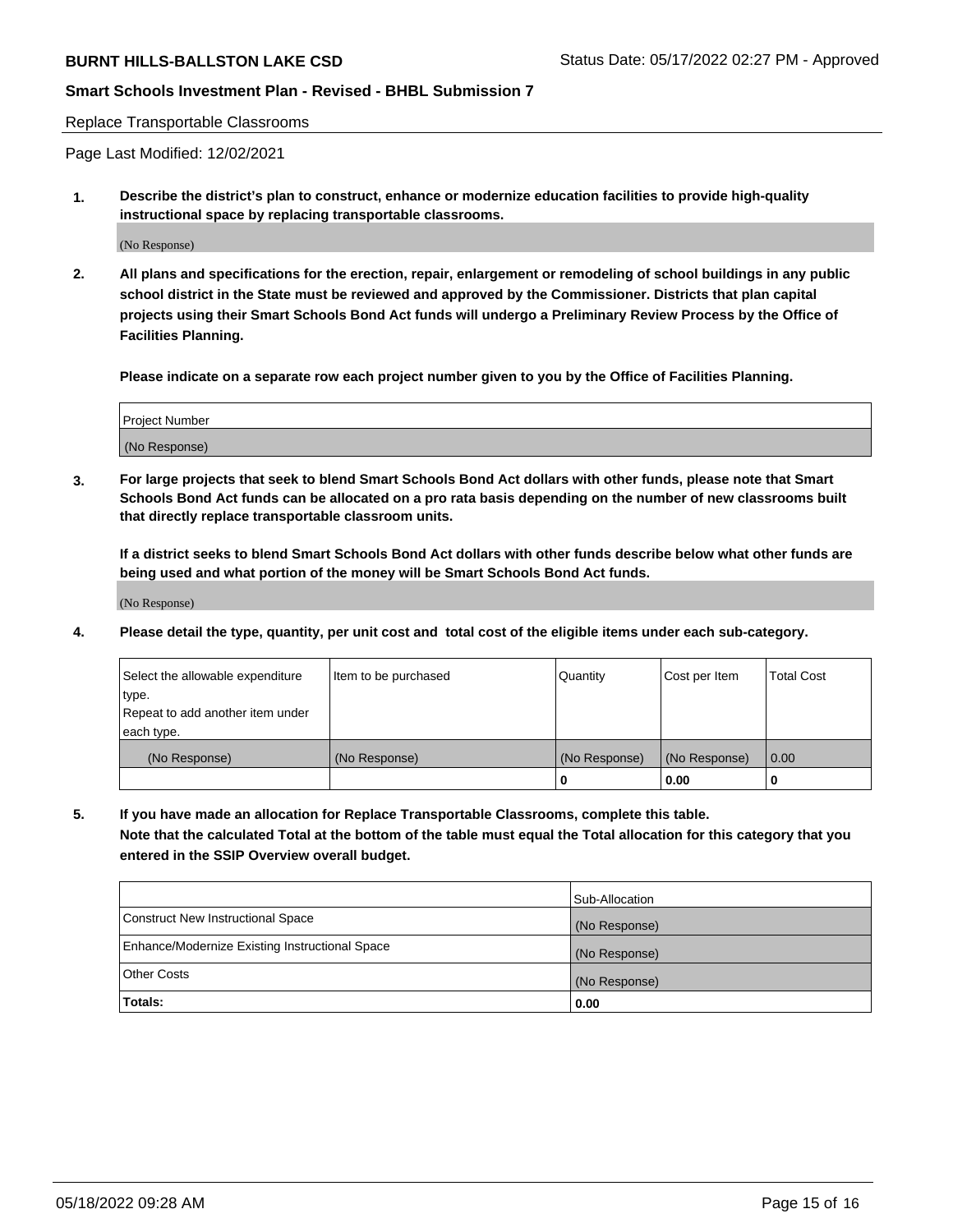Replace Transportable Classrooms

Page Last Modified: 12/02/2021

**1. Describe the district's plan to construct, enhance or modernize education facilities to provide high-quality instructional space by replacing transportable classrooms.**

(No Response)

**2. All plans and specifications for the erection, repair, enlargement or remodeling of school buildings in any public school district in the State must be reviewed and approved by the Commissioner. Districts that plan capital projects using their Smart Schools Bond Act funds will undergo a Preliminary Review Process by the Office of Facilities Planning.**

**Please indicate on a separate row each project number given to you by the Office of Facilities Planning.**

| Project Number |
|---|
| (No Response) |

**3. For large projects that seek to blend Smart Schools Bond Act dollars with other funds, please note that Smart Schools Bond Act funds can be allocated on a pro rata basis depending on the number of new classrooms built that directly replace transportable classroom units.**

**If a district seeks to blend Smart Schools Bond Act dollars with other funds describe below what other funds are being used and what portion of the money will be Smart Schools Bond Act funds.**

(No Response)

**4. Please detail the type, quantity, per unit cost and total cost of the eligible items under each sub-category.**

| Select the allowable expenditure type. Repeat to add another item under each type. | Item to be purchased | Quantity | Cost per Item | Total Cost |
|---|---|---|---|---|
| (No Response) | (No Response) | (No Response) | (No Response) | 0.00 |
| | | 0 | 0.00 | 0 |

**5. If you have made an allocation for Replace Transportable Classrooms, complete this table. Note that the calculated Total at the bottom of the table must equal the Total allocation for this category that you entered in the SSIP Overview overall budget.**

| | Sub-Allocation |
|---|---|
| Construct New Instructional Space | (No Response) |
| Enhance/Modernize Existing Instructional Space | (No Response) |
| Other Costs | (No Response) |
| **Totals:** | **0.00** |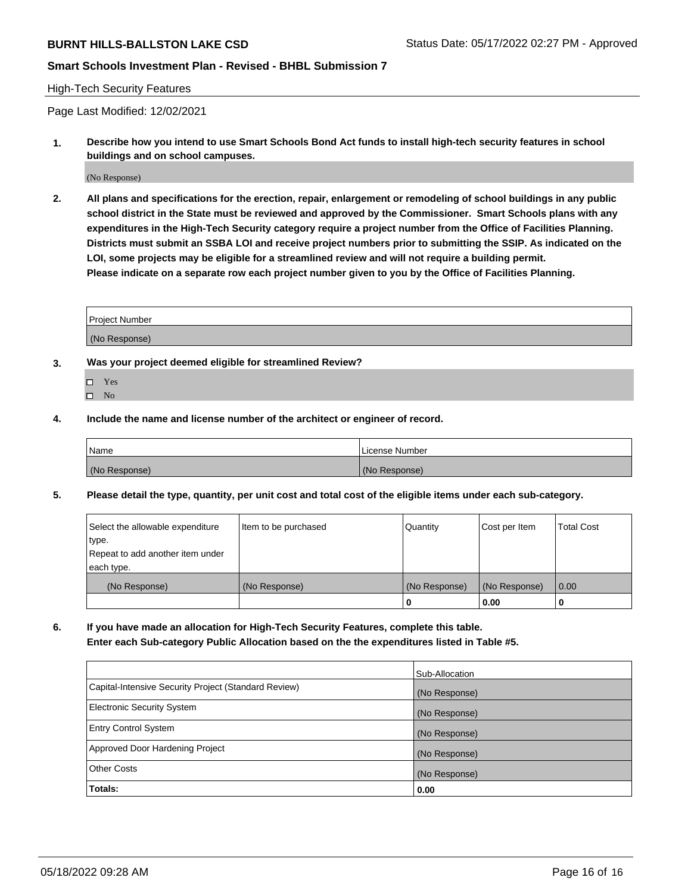High-Tech Security Features

Page Last Modified: 12/02/2021

**1. Describe how you intend to use Smart Schools Bond Act funds to install high-tech security features in school buildings and on school campuses.**

(No Response)

**2. All plans and specifications for the erection, repair, enlargement or remodeling of school buildings in any public school district in the State must be reviewed and approved by the Commissioner. Smart Schools plans with any expenditures in the High-Tech Security category require a project number from the Office of Facilities Planning. Districts must submit an SSBA LOI and receive project numbers prior to submitting the SSIP. As indicated on the LOI, some projects may be eligible for a streamlined review and will not require a building permit. Please indicate on a separate row each project number given to you by the Office of Facilities Planning.**

| Project Number |
| --- |
| (No Response) |

**3. Was your project deemed eligible for streamlined Review?**

- ☐ Yes
- ☐ No

**4. Include the name and license number of the architect or engineer of record.**

| Name | License Number |
| --- | --- |
| (No Response) | (No Response) |

**5. Please detail the type, quantity, per unit cost and total cost of the eligible items under each sub-category.**

| Select the allowable expenditure type. Repeat to add another item under each type. | Item to be purchased | Quantity | Cost per Item | Total Cost |
| --- | --- | --- | --- | --- |
| (No Response) | (No Response) | (No Response) | (No Response) | 0.00 |
| | | **0** | **0.00** | **0** |

**6. If you have made an allocation for High-Tech Security Features, complete this table. Enter each Sub-category Public Allocation based on the the expenditures listed in Table #5.**

| | Sub-Allocation |
| --- | --- |
| Capital-Intensive Security Project (Standard Review) | (No Response) |
| Electronic Security System | (No Response) |
| Entry Control System | (No Response) |
| Approved Door Hardening Project | (No Response) |
| Other Costs | (No Response) |
| **Totals:** | **0.00** |